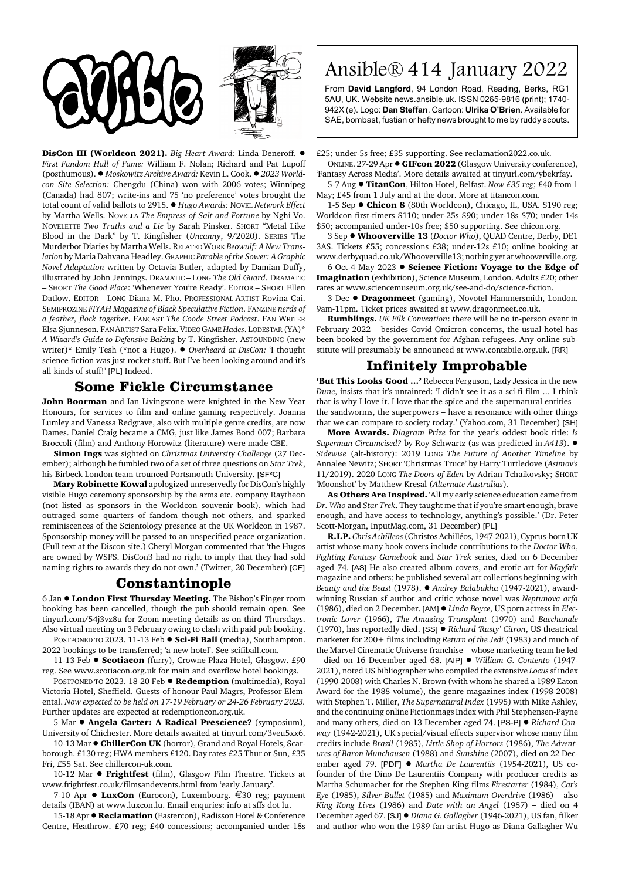# Ansible® 414 January 2022

From **David Langford**, 94 London Road, Reading, Berks, RG1 5AU, UK. Website news.ansible.uk. ISSN 0265-9816 (print); 1740-942X (e). Logo: **Dan Steffan**. Cartoon: **Ulrika O'Brien**. Available for SAE, bombast, fustian or hefty news brought to me by ruddy scouts.

**DisCon III (Worldcon 2021).** *Big Heart Award:* Linda Deneroff. ● *First Fandom Hall of Fame:* William F. Nolan; Richard and Pat Lupoff (posthumous). ● *Moskowitz Archive Award:* Kevin L. Cook. ● *2023 Worldcon Site Selection:* Chengdu (China) won with 2006 votes; Winnipeg (Canada) had 807; write-ins and 75 'no preference' votes brought the total count of valid ballots to 2915. ● *Hugo Awards:* NOVEL *Network Effect* by Martha Wells. NOVELLA *The Empress of Salt and Fortune* by Nghi Vo. NOVELETTE *Two Truths and a Lie* by Sarah Pinsker. SHORT "Metal Like Blood in the Dark" by T. Kingfisher (*Uncanny*, 9/2020). SERIES The Murderbot Diaries by Martha Wells. RELATED WORK *Beowulf: A New Translation* by Maria Dahvana Headley. GRAPHIC *Parable of the Sower: A Graphic Novel Adaptation* written by Octavia Butler, adapted by Damian Duffy, illustrated by John Jennings. DRAMATIC – LONG *The Old Guard*. DRAMATIC – SHORT *The Good Place*: 'Whenever You're Ready'. EDITOR – SHORT Ellen Datlow. EDITOR – LONG Diana M. Pho. PROFESSIONAL ARTIST Rovina Cai. SEMIPROZINE *FIYAH Magazine of Black Speculative Fiction*. FANZINE *nerds of a feather, flock together*. FANCAST *The Coode Street Podcast*. FAN WRITER Elsa Sjunneson. FAN ARTIST Sara Felix. VIDEO GAME *Hades*. LODESTAR (YA)* *A Wizard's Guide to Defensive Baking* by T. Kingfisher. ASTOUNDING (new writer)* Emily Tesh (*not a Hugo). ● *Overheard at DisCon:* 'I thought science fiction was just rocket stuff. But I've been looking around and it's all kinds of stuff!' [PL] Indeed.

## Some Fickle Circumstance

**John Boorman** and Ian Livingstone were knighted in the New Year Honours, for services to film and online gaming respectively. Joanna Lumley and Vanessa Redgrave, also with multiple genre credits, are now Dames. Daniel Craig became a CMG, just like James Bond 007; Barbara Broccoli (film) and Anthony Horowitz (literature) were made CBE.

**Simon Ings** was sighted on *Christmas University Challenge* (27 December); although he fumbled two of a set of three questions on *Star Trek*, his Birbeck London team trounced Portsmouth University. [SF²C]

**Mary Robinette Kowal** apologized unreservedly for DisCon's highly visible Hugo ceremony sponsorship by the arms etc. company Raytheon (not listed as sponsors in the Worldcon souvenir book), which had outraged some quarters of fandom though not others, and sparked reminiscences of the Scientology presence at the UK Worldcon in 1987. Sponsorship money will be passed to an unspecified peace organization. (Full text at the Discon site.) Cheryl Morgan commented that 'the Hugos are owned by WSFS. DisCon3 had no right to imply that they had sold naming rights to awards they do not own.' (Twitter, 20 December) [CF]

## Constantinople

6 Jan ● **London First Thursday Meeting.** The Bishop's Finger room booking has been cancelled, though the pub should remain open. See tinyurl.com/54j3vz8u for Zoom meeting details as on third Thursdays. Also virtual meeting on 3 February owing to clash with paid pub booking.

POSTPONED TO 2023. 11-13 Feb ● **Sci-Fi Ball** (media), Southampton. 2022 bookings to be transferred; 'a new hotel'. See scifiball.com.

11-13 Feb ● **Scotiacon** (furry), Crowne Plaza Hotel, Glasgow. £90 reg. See www.scotiacon.org.uk for main and overflow hotel bookings.

POSTPONED TO 2023. 18-20 Feb ● **Redemption** (multimedia), Royal Victoria Hotel, Sheffield. Guests of honour Paul Magrs, Professor Elemental. *Now expected to be held on 17-19 February or 24-26 February 2023.* Further updates are expected at redemptioncon.org.uk.

5 Mar ● **Angela Carter: A Radical Prescience?** (symposium), University of Chichester. More details awaited at tinyurl.com/3veu5xx6.

10-13 Mar ● **ChillerCon UK** (horror), Grand and Royal Hotels, Scarborough. £130 reg; HWA members £120. Day rates £25 Thur or Sun, £35 Fri, £55 Sat. See chillercon-uk.com.

10-12 Mar ● **Frightfest** (film), Glasgow Film Theatre. Tickets at www.frightfest.co.uk/filmsandevents.html from 'early January'.

7-10 Apr ● **LuxCon** (Eurocon), Luxembourg. €30 reg; payment details (IBAN) at www.luxcon.lu. Email enquries: info at sffs dot lu.

15-18 Apr ● **Reclamation** (Eastercon), Radisson Hotel & Conference Centre, Heathrow. £70 reg; £40 concessions; accompanied under-18s £25; under-5s free; £35 supporting. See reclamation2022.co.uk.

ONLINE. 27-29 Apr ● **GIFcon 2022** (Glasgow University conference), 'Fantasy Across Media'. More details awaited at tinyurl.com/ybekrfay.

5-7 Aug ● **TitanCon**, Hilton Hotel, Belfast. *Now £35 reg*; £40 from 1 May; £45 from 1 July and at the door. More at titancon.com.

1-5 Sep ● **Chicon 8** (80th Worldcon), Chicago, IL, USA. $190 reg; Worldcon first-timers $110; under-25s $90; under-18s $70; under 14s $50; accompanied under-10s free; $50 supporting. See chicon.org.

3 Sep ● **Whooverville 13** (*Doctor Who*), QUAD Centre, Derby, DE1 3AS. Tickets £55; concessions £38; under-12s £10; online booking at www.derbyquad.co.uk/Whooverville13; nothing yet at whooverville.org.

6 Oct-4 May 2023 ● **Science Fiction: Voyage to the Edge of Imagination** (exhibition), Science Museum, London. Adults £20; other rates at www.sciencemuseum.org.uk/see-and-do/science-fiction.

3 Dec ● **Dragonmeet** (gaming), Novotel Hammersmith, London. 9am-11pm. Ticket prices awaited at www.dragonmeet.co.uk.

**Rumblings.** *UK Filk Convention*: there will be no in-person event in February 2022 – besides Covid Omicron concerns, the usual hotel has been booked by the government for Afghan refugees. Any online substitute will presumably be announced at www.contabile.org.uk. [RR]

## Infinitely Improbable

**'But This Looks Good ...'** Rebecca Ferguson, Lady Jessica in the new *Dune*, insists that it's untainted: 'I didn't see it as a sci-fi film ... I think that is why I love it. I love that the spice and the supernatural entities – the sandworms, the superpowers – have a resonance with other things that we can compare to society today.' (Yahoo.com, 31 December) [SH]

**More Awards.** *Diagram Prize* for the year's oddest book title: *Is Superman Circumcised?* by Roy Schwartz (as was predicted in *A413*). ● *Sidewise* (alt-history): 2019 LONG *The Future of Another Timeline* by Annalee Newitz; SHORT 'Christmas Truce' by Harry Turtledove (*Asimov's* 11/2019). 2020 LONG *The Doors of Eden* by Adrian Tchaikovsky; SHORT 'Moonshot' by Matthew Kresal (*Alternate Australias*).

**As Others Are Inspired.** 'All my early science education came from *Dr. Who* and *Star Trek*. They taught me that if you're smart enough, brave enough, and have access to technology, anything's possible.' (Dr. Peter Scott-Morgan, InputMag.com, 31 December) [PL]

**R.I.P.** *Chris Achilleos* (Christos Achilléos, 1947-2021), Cyprus-born UK artist whose many book covers include contributions to the *Doctor Who*, *Fighting Fantasy Gamebook* and *Star Trek* series, died on 6 December aged 74. [AS] He also created album covers, and erotic art for *Mayfair* magazine and others; he published several art collections beginning with *Beauty and the Beast* (1978). ● *Andrey Balabukha* (1947-2021), award-winning Russian sf author and critic whose novel was *Neptunova arfa* (1986), died on 2 December. [AM] ● *Linda Boyce*, US porn actress in *Electronic Lover* (1966), *The Amazing Transplant* (1970) and *Bacchanale* (1970), has reportedly died. [SS] ● *Richard 'Rusty' Citron*, US theatrical marketer for 200+ films including *Return of the Jedi* (1983) and much of the Marvel Cinematic Universe franchise – whose marketing team he led – died on 16 December aged 68. [AIP] ● *William G. Contento* (1947-2021), noted US bibliographer who compiled the extensive *Locus* sf index (1990-2008) with Charles N. Brown (with whom he shared a 1989 Eaton Award for the 1988 volume), the genre magazines index (1998-2008) with Stephen T. Miller, *The Supernatural Index* (1995) with Mike Ashley, and the continuing online Fictionmags Index with Phil Stephensen-Payne and many others, died on 13 December aged 74. [PS-P] ● *Richard Conway* (1942-2021), UK special/visual effects supervisor whose many film credits include *Brazil* (1985), *Little Shop of Horrors* (1986), *The Adventures of Baron Munchausen* (1988) and *Sunshine* (2007), died on 22 December aged 79. [PDF] ● *Martha De Laurentiis* (1954-2021), US co-founder of the Dino De Laurentiis Company with producer credits as Martha Schumacher for the Stephen King films *Firestarter* (1984), *Cat's Eye* (1985), *Silver Bullet* (1985) and *Maximum Overdrive* (1986) – also *King Kong Lives* (1986) and *Date with an Angel* (1987) – died on 4 December aged 67. [SJ] ● *Diana G. Gallagher* (1946-2021), US fan, filker and author who won the 1989 fan artist Hugo as Diana Gallagher Wu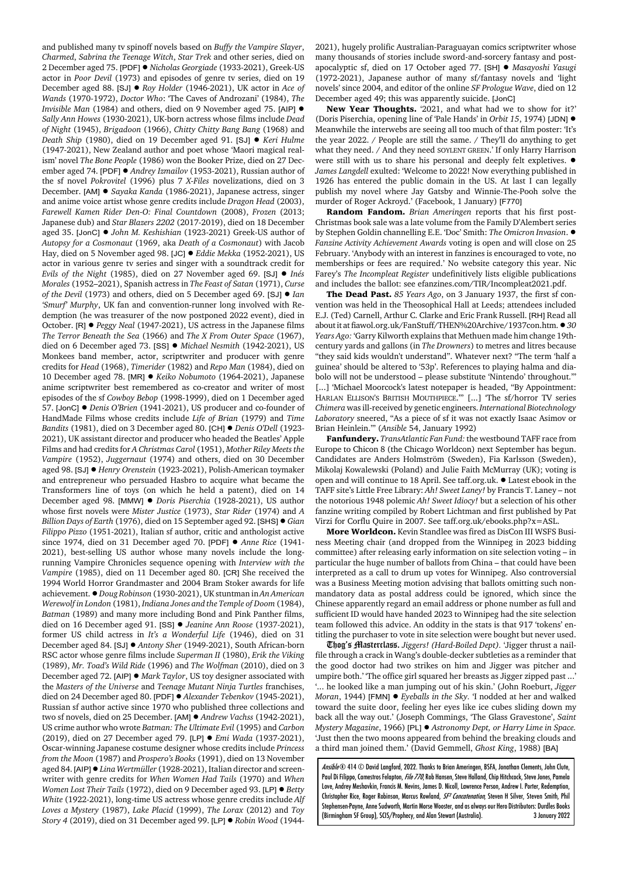and published many tv spinoff novels based on *Buffy the Vampire Slayer*, *Charmed*, *Sabrina the Teenage Witch*, *Star Trek* and other series, died on 2 December aged 75. [PDF] ● *Nicholas Georgiade* (1933-2021), Greek-US actor in *Poor Devil* (1973) and episodes of genre tv series, died on 19 December aged 88. [SJ] ● *Roy Holder* (1946-2021), UK actor in *Ace of Wands* (1970-1972), *Doctor Who*: 'The Caves of Androzani' (1984), *The Invisible Man* (1984) and others, died on 9 November aged 75. [AIP] ● *Sally Ann Howes* (1930-2021), UK-born actress whose films include *Dead of Night* (1945), *Brigadoon* (1966), *Chitty Chitty Bang Bang* (1968) and *Death Ship* (1980), died on 19 December aged 91. [SJ] ● *Keri Hulme* (1947-2021), New Zealand author and poet whose 'Maori magical realism' novel *The Bone People* (1986) won the Booker Prize, died on 27 December aged 74. [PDF] ● *Andrey Izmailov* (1953-2021), Russian author of the sf novel *Pokrovitel* (1996) plus 7 *X-Files* novelizations, died on 3 December. [AM] ● *Sayaka Kanda* (1986-2021), Japanese actress, singer and anime voice artist whose genre credits include *Dragon Head* (2003), *Farewell Kamen Rider Den-O: Final Countdown* (2008), *Frozen* (2013; Japanese dub) and *Star Blazers 2202* (2017-2019), died on 18 December aged 35. [JonC] ● *John M. Keshishian* (1923-2021) Greek-US author of *Autopsy for a Cosmonaut* (1969, aka *Death of a Cosmonaut*) with Jacob Hay, died on 5 November aged 98. [JC] ● *Eddie Mekka* (1952-2021), US actor in various genre tv series and singer with a soundtrack credit for *Evils of the Night* (1985), died on 27 November aged 69. [SJ] ● *Inés Morales* (1952–2021), Spanish actress in *The Feast of Satan* (1971), *Curse of the Devil* (1973) and others, died on 5 December aged 69. [SJ] ● *Ian 'Smurf' Murphy*, UK fan and convention-runner long involved with Redemption (he was treasurer of the now postponed 2022 event), died in October. [R] ● *Peggy Neal* (1947-2021), US actress in the Japanese films *The Terror Beneath the Sea* (1966) and *The X From Outer Space* (1967), died on 6 December aged 73. [SS] ● *Michael Nesmith* (1942-2021), US Monkees band member, actor, scriptwriter and producer with genre credits for *Head* (1968), *Timerider* (1982) and *Repo Man* (1984), died on 10 December aged 78. [MR] ● *Keiko Nobumoto* (1964-2021), Japanese anime scriptwriter best remembered as co-creator and writer of most episodes of the sf *Cowboy Bebop* (1998-1999), died on 1 December aged 57. [JonC] ● *Denis O'Brien* (1941-2021), US producer and co-founder of HandMade Films whose credits include *Life of Brian* (1979) and *Time Bandits* (1981), died on 3 December aged 80. [CH] ● *Denis O'Dell* (1923-2021), UK assistant director and producer who headed the Beatles' Apple Films and had credits for *A Christmas Carol* (1951), *Mother Riley Meets the Vampire* (1952), *Juggernaut* (1974) and others, died on 30 December aged 98. [SJ] ● *Henry Orenstein* (1923-2021), Polish-American toymaker and entrepreneur who persuaded Hasbro to acquire what became the Transformers line of toys (on which he held a patent), died on 14 December aged 98. [MMW] ● *Doris Piserchia* (1928-2021), US author whose first novels were *Mister Justice* (1973), *Star Rider* (1974) and *A Billion Days of Earth* (1976), died on 15 September aged 92. [SHS] ● *Gian Filippo Pizzo* (1951-2021), Italian sf author, critic and anthologist active since 1974, died on 31 December aged 70. [PDF] ● *Anne Rice* (1941-2021), best-selling US author whose many novels include the long-running Vampire Chronicles sequence opening with *Interview with the Vampire* (1985), died on 11 December aged 80. [CR] She received the 1994 World Horror Grandmaster and 2004 Bram Stoker awards for life achievement. ● *Doug Robinson* (1930-2021), UK stuntman in *An American Werewolf in London* (1981), *Indiana Jones and the Temple of Doom* (1984), *Batman* (1989) and many more including Bond and Pink Panther films, died on 16 December aged 91. [SS] ● *Jeanine Ann Roose* (1937-2021), former US child actress in *It's a Wonderful Life* (1946), died on 31 December aged 84. [SJ] ● *Antony Sher* (1949-2021), South African-born RSC actor whose genre films include *Superman II* (1980), *Erik the Viking* (1989), *Mr. Toad's Wild Ride* (1996) and *The Wolfman* (2010), died on 3 December aged 72. [AIP] ● *Mark Taylor*, US toy designer associated with the *Masters of the Universe* and *Teenage Mutant Ninja Turtles* franchises, died on 24 December aged 80. [PDF] ● *Alexander Tebenkov* (1945-2021), Russian sf author active since 1970 who published three collections and two sf novels, died on 25 December. [AM] ● *Andrew Vachss* (1942-2021), US crime author who wrote *Batman: The Ultimate Evil* (1995) and *Carbon* (2019), died on 27 December aged 79. [LP] ● *Emi Wada* (1937-2021), Oscar-winning Japanese costume designer whose credits include *Princess from the Moon* (1987) and *Prospero's Books* (1991), died on 13 November aged 84. [AIP] ● *Lina Wertmüller* (1928-2021), Italian director and screenwriter with genre credits for *When Women Had Tails* (1970) and *When Women Lost Their Tails* (1972), died on 9 December aged 93. [LP] ● *Betty White* (1922-2021), long-time US actress whose genre credits include *Alf Loves a Mystery* (1987), *Lake Placid* (1999), *The Lorax* (2012) and *Toy Story 4* (2019), died on 31 December aged 99. [LP] ● *Robin Wood* (1944-2021), hugely prolific Australian-Paraguayan comics scriptwriter whose many thousands of stories include sword-and-sorcery fantasy and post-apocalyptic sf, died on 17 October aged 77. [SH] ● *Masayoshi Yasugi* (1972-2021), Japanese author of many sf/fantasy novels and 'light novels' since 2004, and editor of the online *SF Prologue Wave*, died on 12 December aged 49; this was apparently suicide. [JonC]

**New Year Thoughts.** '2021, and what had we to show for it?' (Doris Piserchia, opening line of 'Pale Hands' in *Orbit 15*, 1974) [JDN] ● Meanwhile the interwebs are seeing all too much of that film poster: 'It's the year 2022. / People are still the same. / They'll do anything to get what they need. / And they need SOYLENT GREEN.' If only Harry Harrison were still with us to share his personal and deeply felt expletives. ● *James Langdell* exulted: 'Welcome to 2022! Now everything published in 1926 has entered the public domain in the US. At last I can legally publish my novel where Jay Gatsby and Winnie-The-Pooh solve the murder of Roger Ackroyd.' (Facebook, 1 January) [F770]

**Random Fandom.** *Brian Ameringen* reports that his first post-Christmas book sale was a late volume from the Family D'Alembert series by Stephen Goldin channelling E.E. 'Doc' Smith: *The Omicron Invasion*. ● *Fanzine Activity Achievement Awards* voting is open and will close on 25 February. 'Anybody with an interest in fanzines is encouraged to vote, no memberships or fees are required.' No website category this year. Nic Farey's *The Incompleat Register* undefinitively lists eligible publications and includes the ballot: see efanzines.com/TIR/Incompleat2021.pdf.

**The Dead Past.** *85 Years Ago*, on 3 January 1937, the first sf convention was held in the Theosophical Hall at Leeds; attendees included E.J. (Ted) Carnell, Arthur C. Clarke and Eric Frank Russell. [RH] Read all about it at fiawol.org.uk/FanStuff/THEN%20Archive/1937con.htm. ● *30 Years Ago:* 'Garry Kilworth explains that Methuen made him change 19th-century yards and gallons (in *The Drowners*) to metres and litres because "they said kids wouldn't understand". Whatever next? "The term 'half a guinea' should be altered to '53p'. References to playing halma and diabolo will not be understood – please substitute 'Nintendo' throughout."' [...] 'Michael Moorcock's latest notepaper is headed, "By Appointment: HARLAN ELLISON'S BRITISH MOUTHPIECE."' [...] 'The sf/horror TV series *Chimera* was ill-received by genetic engineers. *International Biotechnology Laboratory* sneered, "As a piece of sf it was not exactly Isaac Asimov or Brian Heinlein."' (*Ansible* 54, January 1992)

**Fanfundery.** *TransAtlantic Fan Fund:* the westbound TAFF race from Europe to Chicon 8 (the Chicago Worldcon) next September has begun. Candidates are Anders Holmström (Sweden), Fia Karlsson (Sweden), Mikolaj Kowalewski (Poland) and Julie Faith McMurray (UK); voting is open and will continue to 18 April. See taff.org.uk. ● Latest ebook in the TAFF site's Little Free Library: *Ah! Sweet Laney!* by Francis T. Laney – not the notorious 1948 polemic *Ah! Sweet Idiocy!* but a selection of his other fanzine writing compiled by Robert Lichtman and first published by Pat Virzi for Corflu Quire in 2007. See taff.org.uk/ebooks.php?x=ASL.

**More Worldcon.** Kevin Standlee was fired as DisCon III WSFS Business Meeting chair (and dropped from the Winnipeg in 2023 bidding committee) after releasing early information on site selection voting – in particular the huge number of ballots from China – that could have been interpreted as a call to drum up votes for Winnipeg. Also controversial was a Business Meeting motion advising that ballots omitting such non-mandatory data as postal address could be ignored, which since the Chinese apparently regard an email address or phone number as full and sufficient ID would have handed 2023 to Winnipeg had the site selection team followed this advice. An oddity in the stats is that 917 'tokens' entitling the purchaser to vote in site selection were bought but never used.

**Thog's Masterclass.** *Jiggers! (Hard-Boiled Dept).* 'Jigger thrust a nail-file through a crack in Wang's double-decker subtleties as a reminder that the good doctor had two strikes on him and Jigger was pitcher and umpire both.' 'The office girl squared her breasts as Jigger zipped past ...' '... he looked like a man jumping out of his skin.' (John Roeburt, *Jigger Moran*, 1944) [FMN] ● *Eyeballs in the Sky.* 'I nodded at her and walked toward the suite door, feeling her eyes like ice cubes sliding down my back all the way out.' (Joseph Commings, 'The Glass Gravestone', *Saint Mystery Magazine*, 1966) [PL] ● *Astronomy Dept, or Harry Lime in Space.* 'Just then the two moons appeared from behind the breaking clouds and a third man joined them.' (David Gemmell, *Ghost King*, 1988) [BA]

*Ansible*® 414 © David Langford, 2022. Thanks to Brian Ameringen, BSFA, Jonathan Clements, John Clute, Paul Di Filippo, Camestros Felapton, *File 770*, Rob Hansen, Steve Holland, Chip Hitchcock, Steve Jones, Pamela Love, Andrey Meshavkin, Francis M. Nevins, James D. Nicoll, Lawrence Person, Andrew I. Porter, Redemption, Christopher Rice, Roger Robinson, Marcus Rowland, *SF² Concatenation*, Steven H Silver, Steven Smith, Phil Stephensen-Payne, Anne Sudworth, Martin Morse Wooster, and as always our Hero Distributors: Durdles Books (Birmingham SF Group), SCIS/Prophecy, and Alan Stewart (Australia). 3 January 2022